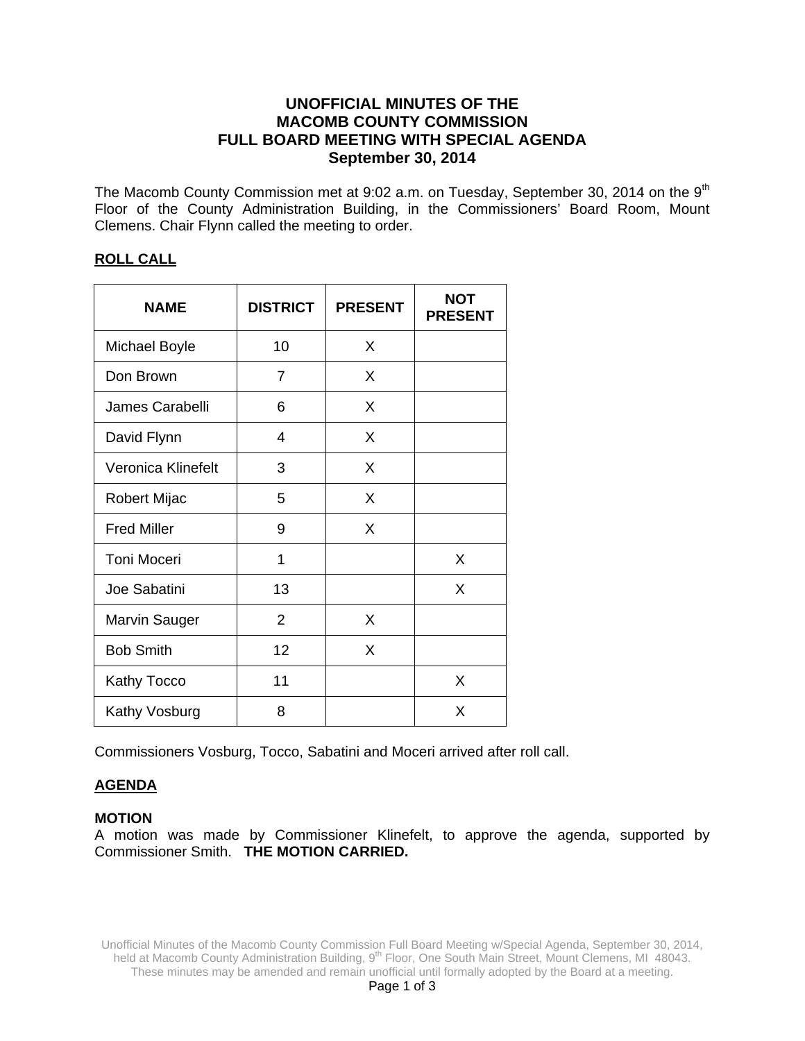# UNOFFICIAL MINUTES OF THE MACOMB COUNTY COMMISSION FULL BOARD MEETING WITH SPECIAL AGENDA September 30, 2014

The Macomb County Commission met at 9:02 a.m. on Tuesday, September 30, 2014 on the 9th Floor of the County Administration Building, in the Commissioners' Board Room, Mount Clemens. Chair Flynn called the meeting to order.

## ROLL CALL

| NAME | DISTRICT | PRESENT | NOT PRESENT |
|---|---|---|---|
| Michael Boyle | 10 | X | |
| Don Brown | 7 | X | |
| James Carabelli | 6 | X | |
| David Flynn | 4 | X | |
| Veronica Klinefelt | 3 | X | |
| Robert Mijac | 5 | X | |
| Fred Miller | 9 | X | |
| Toni Moceri | 1 | | X |
| Joe Sabatini | 13 | | X |
| Marvin Sauger | 2 | X | |
| Bob Smith | 12 | X | |
| Kathy Tocco | 11 | | X |
| Kathy Vosburg | 8 | | X |

Commissioners Vosburg, Tocco, Sabatini and Moceri arrived after roll call.

## AGENDA

**MOTION**
A motion was made by Commissioner Klinefelt, to approve the agenda, supported by Commissioner Smith. **THE MOTION CARRIED.**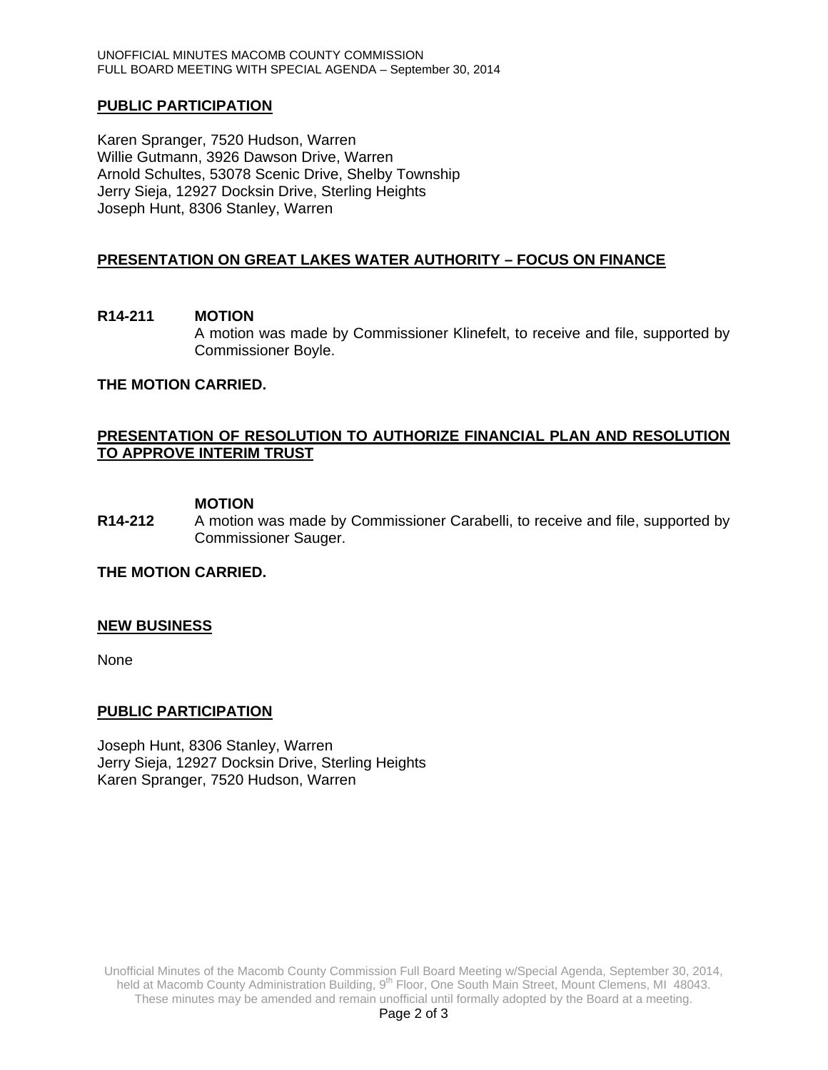## PUBLIC PARTICIPATION

Karen Spranger, 7520 Hudson, Warren
Willie Gutmann, 3926 Dawson Drive, Warren
Arnold Schultes, 53078 Scenic Drive, Shelby Township
Jerry Sieja, 12927 Docksin Drive, Sterling Heights
Joseph Hunt, 8306 Stanley, Warren

## PRESENTATION ON GREAT LAKES WATER AUTHORITY – FOCUS ON FINANCE

**R14-211** **MOTION**
A motion was made by Commissioner Klinefelt, to receive and file, supported by Commissioner Boyle.

**THE MOTION CARRIED.**

## PRESENTATION OF RESOLUTION TO AUTHORIZE FINANCIAL PLAN AND RESOLUTION TO APPROVE INTERIM TRUST

**MOTION**
**R14-212** A motion was made by Commissioner Carabelli, to receive and file, supported by Commissioner Sauger.

**THE MOTION CARRIED.**

## NEW BUSINESS

None

## PUBLIC PARTICIPATION

Joseph Hunt, 8306 Stanley, Warren
Jerry Sieja, 12927 Docksin Drive, Sterling Heights
Karen Spranger, 7520 Hudson, Warren

Unofficial Minutes of the Macomb County Commission Full Board Meeting w/Special Agenda, September 30, 2014, held at Macomb County Administration Building, 9th Floor, One South Main Street, Mount Clemens, MI 48043. These minutes may be amended and remain unofficial until formally adopted by the Board at a meeting.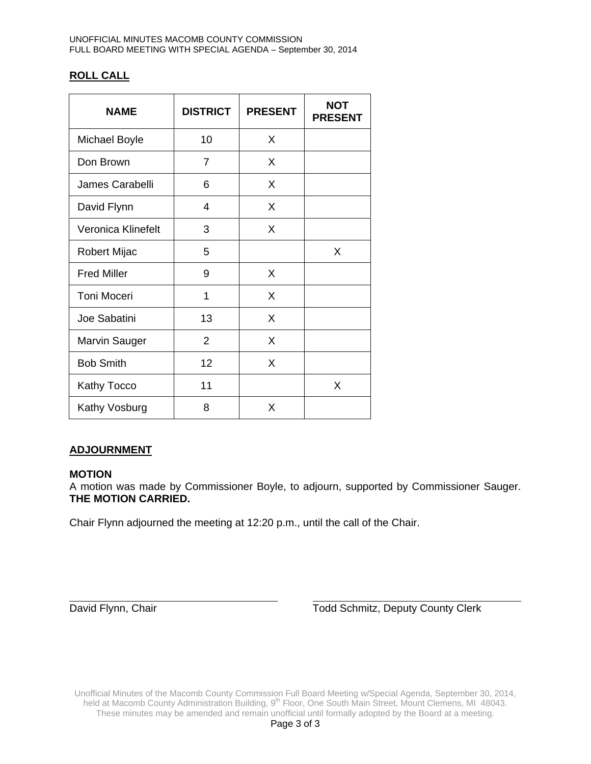## ROLL CALL

| NAME | DISTRICT | PRESENT | NOT PRESENT |
|---|---|---|---|
| Michael Boyle | 10 | X | |
| Don Brown | 7 | X | |
| James Carabelli | 6 | X | |
| David Flynn | 4 | X | |
| Veronica Klinefelt | 3 | X | |
| Robert Mijac | 5 | | X |
| Fred Miller | 9 | X | |
| Toni Moceri | 1 | X | |
| Joe Sabatini | 13 | X | |
| Marvin Sauger | 2 | X | |
| Bob Smith | 12 | X | |
| Kathy Tocco | 11 | | X |
| Kathy Vosburg | 8 | X | |

## ADJOURNMENT

**MOTION**

A motion was made by Commissioner Boyle, to adjourn, supported by Commissioner Sauger. **THE MOTION CARRIED.**

Chair Flynn adjourned the meeting at 12:20 p.m., until the call of the Chair.

David Flynn, Chair

Todd Schmitz, Deputy County Clerk